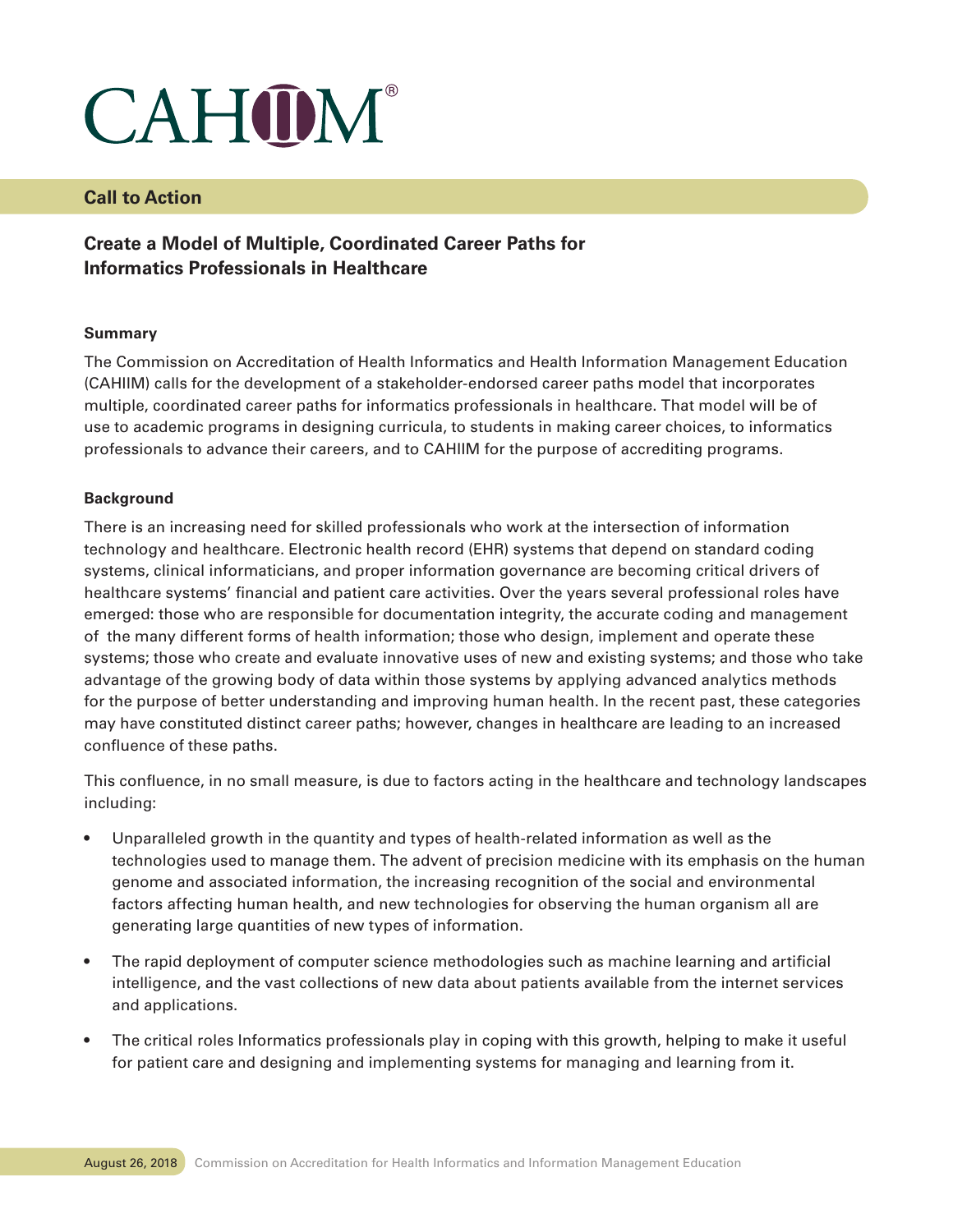# CAHIIM®

## Call to Action

### Create a Model of Multiple, Coordinated Career Paths for Informatics Professionals in Healthcare

**Summary**

The Commission on Accreditation of Health Informatics and Health Information Management Education (CAHIIM) calls for the development of a stakeholder-endorsed career paths model that incorporates multiple, coordinated career paths for informatics professionals in healthcare. That model will be of use to academic programs in designing curricula, to students in making career choices, to informatics professionals to advance their careers, and to CAHIIM for the purpose of accrediting programs.

**Background**

There is an increasing need for skilled professionals who work at the intersection of information technology and healthcare. Electronic health record (EHR) systems that depend on standard coding systems, clinical informaticians, and proper information governance are becoming critical drivers of healthcare systems' financial and patient care activities. Over the years several professional roles have emerged: those who are responsible for documentation integrity, the accurate coding and management of the many different forms of health information; those who design, implement and operate these systems; those who create and evaluate innovative uses of new and existing systems; and those who take advantage of the growing body of data within those systems by applying advanced analytics methods for the purpose of better understanding and improving human health. In the recent past, these categories may have constituted distinct career paths; however, changes in healthcare are leading to an increased confluence of these paths.

This confluence, in no small measure, is due to factors acting in the healthcare and technology landscapes including:

- Unparalleled growth in the quantity and types of health-related information as well as the technologies used to manage them. The advent of precision medicine with its emphasis on the human genome and associated information, the increasing recognition of the social and environmental factors affecting human health, and new technologies for observing the human organism all are generating large quantities of new types of information.
- The rapid deployment of computer science methodologies such as machine learning and artificial intelligence, and the vast collections of new data about patients available from the internet services and applications.
- The critical roles Informatics professionals play in coping with this growth, helping to make it useful for patient care and designing and implementing systems for managing and learning from it.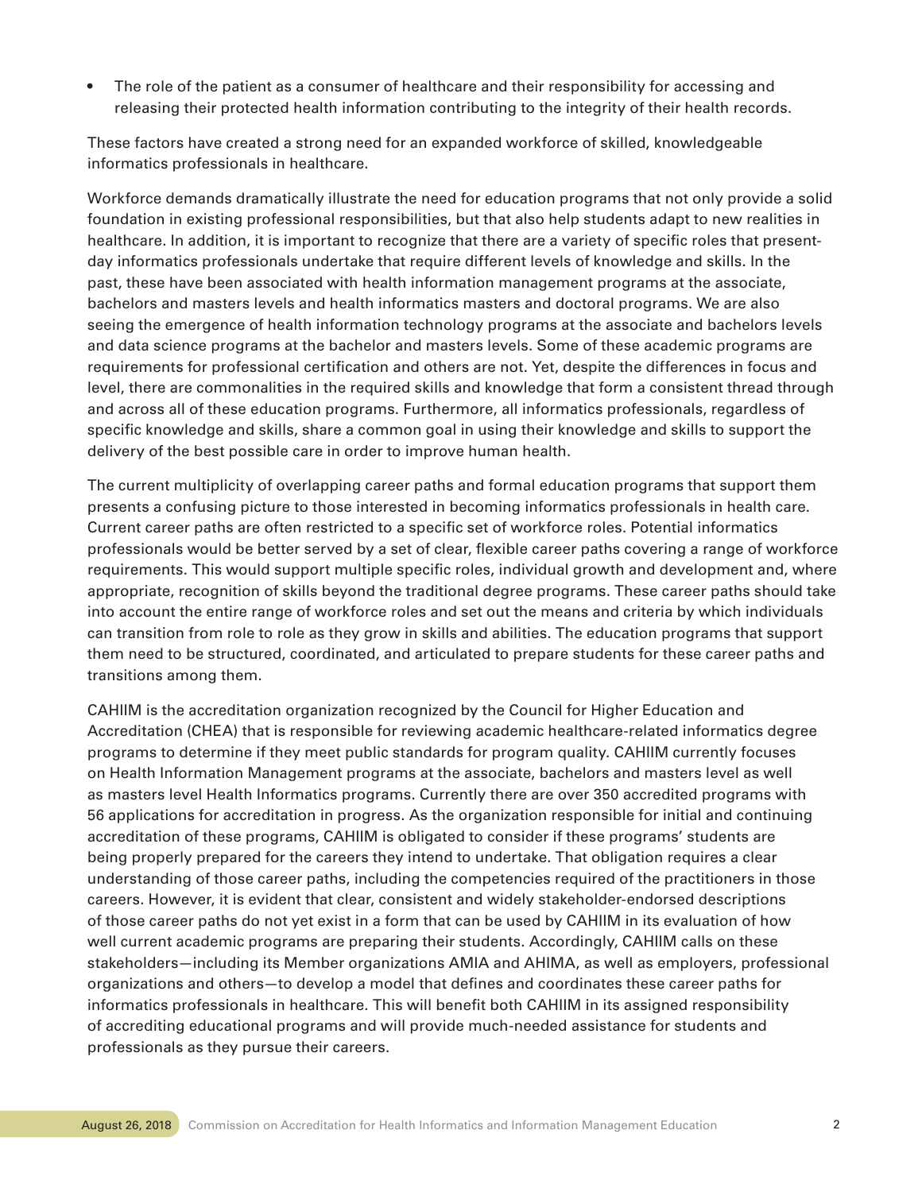- The role of the patient as a consumer of healthcare and their responsibility for accessing and releasing their protected health information contributing to the integrity of their health records.

These factors have created a strong need for an expanded workforce of skilled, knowledgeable informatics professionals in healthcare.

Workforce demands dramatically illustrate the need for education programs that not only provide a solid foundation in existing professional responsibilities, but that also help students adapt to new realities in healthcare. In addition, it is important to recognize that there are a variety of specific roles that present-day informatics professionals undertake that require different levels of knowledge and skills. In the past, these have been associated with health information management programs at the associate, bachelors and masters levels and health informatics masters and doctoral programs. We are also seeing the emergence of health information technology programs at the associate and bachelors levels and data science programs at the bachelor and masters levels. Some of these academic programs are requirements for professional certification and others are not. Yet, despite the differences in focus and level, there are commonalities in the required skills and knowledge that form a consistent thread through and across all of these education programs. Furthermore, all informatics professionals, regardless of specific knowledge and skills, share a common goal in using their knowledge and skills to support the delivery of the best possible care in order to improve human health.

The current multiplicity of overlapping career paths and formal education programs that support them presents a confusing picture to those interested in becoming informatics professionals in health care. Current career paths are often restricted to a specific set of workforce roles. Potential informatics professionals would be better served by a set of clear, flexible career paths covering a range of workforce requirements. This would support multiple specific roles, individual growth and development and, where appropriate, recognition of skills beyond the traditional degree programs. These career paths should take into account the entire range of workforce roles and set out the means and criteria by which individuals can transition from role to role as they grow in skills and abilities. The education programs that support them need to be structured, coordinated, and articulated to prepare students for these career paths and transitions among them.

CAHIIM is the accreditation organization recognized by the Council for Higher Education and Accreditation (CHEA) that is responsible for reviewing academic healthcare-related informatics degree programs to determine if they meet public standards for program quality. CAHIIM currently focuses on Health Information Management programs at the associate, bachelors and masters level as well as masters level Health Informatics programs. Currently there are over 350 accredited programs with 56 applications for accreditation in progress. As the organization responsible for initial and continuing accreditation of these programs, CAHIIM is obligated to consider if these programs' students are being properly prepared for the careers they intend to undertake. That obligation requires a clear understanding of those career paths, including the competencies required of the practitioners in those careers. However, it is evident that clear, consistent and widely stakeholder-endorsed descriptions of those career paths do not yet exist in a form that can be used by CAHIIM in its evaluation of how well current academic programs are preparing their students. Accordingly, CAHIIM calls on these stakeholders—including its Member organizations AMIA and AHIMA, as well as employers, professional organizations and others—to develop a model that defines and coordinates these career paths for informatics professionals in healthcare. This will benefit both CAHIIM in its assigned responsibility of accrediting educational programs and will provide much-needed assistance for students and professionals as they pursue their careers.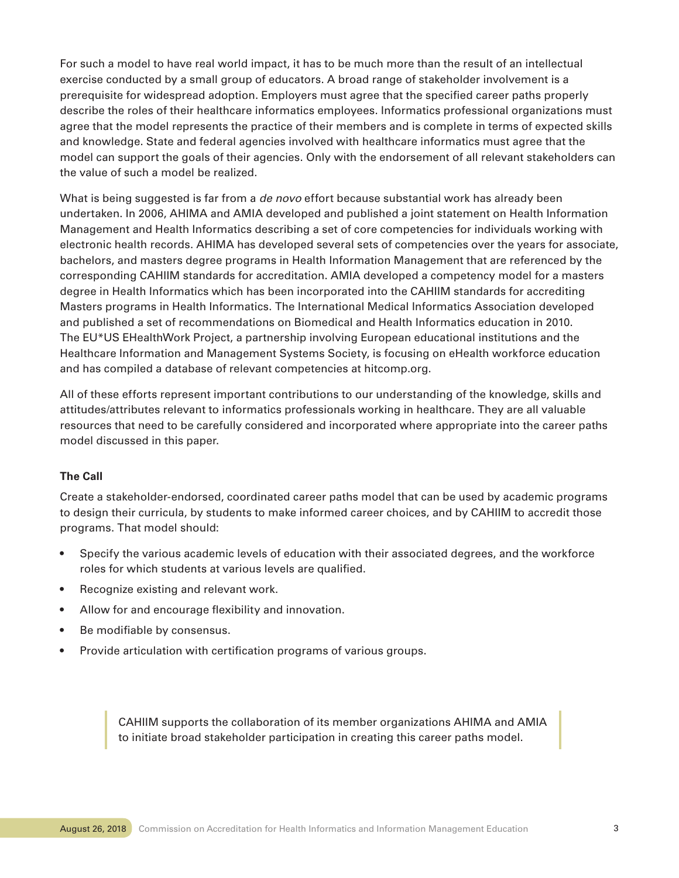For such a model to have real world impact, it has to be much more than the result of an intellectual exercise conducted by a small group of educators. A broad range of stakeholder involvement is a prerequisite for widespread adoption. Employers must agree that the specified career paths properly describe the roles of their healthcare informatics employees. Informatics professional organizations must agree that the model represents the practice of their members and is complete in terms of expected skills and knowledge. State and federal agencies involved with healthcare informatics must agree that the model can support the goals of their agencies. Only with the endorsement of all relevant stakeholders can the value of such a model be realized.

What is being suggested is far from a *de novo* effort because substantial work has already been undertaken. In 2006, AHIMA and AMIA developed and published a joint statement on Health Information Management and Health Informatics describing a set of core competencies for individuals working with electronic health records. AHIMA has developed several sets of competencies over the years for associate, bachelors, and masters degree programs in Health Information Management that are referenced by the corresponding CAHIIM standards for accreditation. AMIA developed a competency model for a masters degree in Health Informatics which has been incorporated into the CAHIIM standards for accrediting Masters programs in Health Informatics. The International Medical Informatics Association developed and published a set of recommendations on Biomedical and Health Informatics education in 2010. The EU*US EHealthWork Project, a partnership involving European educational institutions and the Healthcare Information and Management Systems Society, is focusing on eHealth workforce education and has compiled a database of relevant competencies at hitcomp.org.

All of these efforts represent important contributions to our understanding of the knowledge, skills and attitudes/attributes relevant to informatics professionals working in healthcare. They are all valuable resources that need to be carefully considered and incorporated where appropriate into the career paths model discussed in this paper.

**The Call**

Create a stakeholder-endorsed, coordinated career paths model that can be used by academic programs to design their curricula, by students to make informed career choices, and by CAHIIM to accredit those programs. That model should:

- Specify the various academic levels of education with their associated degrees, and the workforce roles for which students at various levels are qualified.
- Recognize existing and relevant work.
- Allow for and encourage flexibility and innovation.
- Be modifiable by consensus.
- Provide articulation with certification programs of various groups.

> CAHIIM supports the collaboration of its member organizations AHIMA and AMIA to initiate broad stakeholder participation in creating this career paths model.